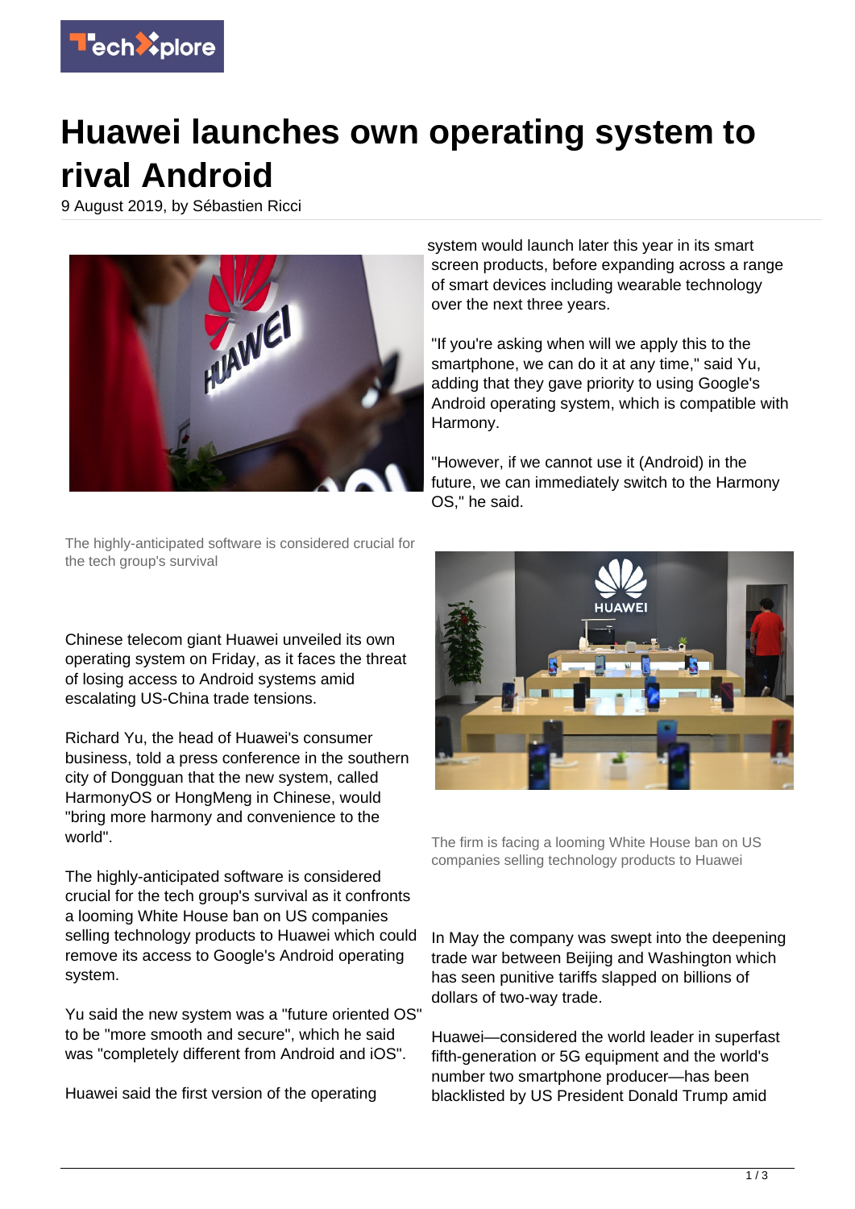# Huawei launches own operating system to rival Android

9 August 2019, by Sébastien Ricci

The highly-anticipated software is considered crucial for the tech group's survival

Chinese telecom giant Huawei unveiled its own operating system on Friday, as it faces the threat of losing access to Android systems amid escalating US-China trade tensions.

Richard Yu, the head of Huawei's consumer business, told a press conference in the southern city of Dongguan that the new system, called HarmonyOS or HongMeng in Chinese, would "bring more harmony and convenience to the world".

The highly-anticipated software is considered crucial for the tech group's survival as it confronts a looming White House ban on US companies selling technology products to Huawei which could remove its access to Google's Android operating system.

Yu said the new system was a "future oriented OS" to be "more smooth and secure", which he said was "completely different from Android and iOS".

Huawei said the first version of the operating system would launch later this year in its smart screen products, before expanding across a range of smart devices including wearable technology over the next three years.

"If you're asking when will we apply this to the smartphone, we can do it at any time," said Yu, adding that they gave priority to using Google's Android operating system, which is compatible with Harmony.

"However, if we cannot use it (Android) in the future, we can immediately switch to the Harmony OS," he said.

The firm is facing a looming White House ban on US companies selling technology products to Huawei

In May the company was swept into the deepening trade war between Beijing and Washington which has seen punitive tariffs slapped on billions of dollars of two-way trade.

Huawei—considered the world leader in superfast fifth-generation or 5G equipment and the world's number two smartphone producer—has been blacklisted by US President Donald Trump amid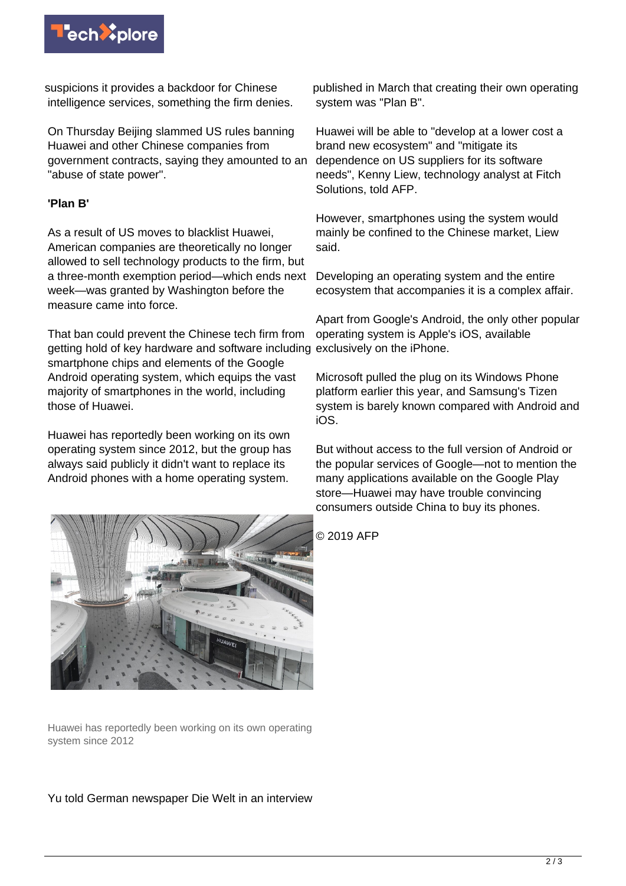suspicions it provides a backdoor for Chinese intelligence services, something the firm denies.

On Thursday Beijing slammed US rules banning Huawei and other Chinese companies from government contracts, saying they amounted to an "abuse of state power".

**'Plan B'**

As a result of US moves to blacklist Huawei, American companies are theoretically no longer allowed to sell technology products to the firm, but a three-month exemption period—which ends next week—was granted by Washington before the measure came into force.

That ban could prevent the Chinese tech firm from getting hold of key hardware and software including smartphone chips and elements of the Google Android operating system, which equips the vast majority of smartphones in the world, including those of Huawei.

Huawei has reportedly been working on its own operating system since 2012, but the group has always said publicly it didn't want to replace its Android phones with a home operating system.

Huawei has reportedly been working on its own operating system since 2012

Yu told German newspaper Die Welt in an interview published in March that creating their own operating system was "Plan B".

Huawei will be able to "develop at a lower cost a brand new ecosystem" and "mitigate its dependence on US suppliers for its software needs", Kenny Liew, technology analyst at Fitch Solutions, told AFP.

However, smartphones using the system would mainly be confined to the Chinese market, Liew said.

Developing an operating system and the entire ecosystem that accompanies it is a complex affair.

Apart from Google's Android, the only other popular operating system is Apple's iOS, available exclusively on the iPhone.

Microsoft pulled the plug on its Windows Phone platform earlier this year, and Samsung's Tizen system is barely known compared with Android and iOS.

But without access to the full version of Android or the popular services of Google—not to mention the many applications available on the Google Play store—Huawei may have trouble convincing consumers outside China to buy its phones.

© 2019 AFP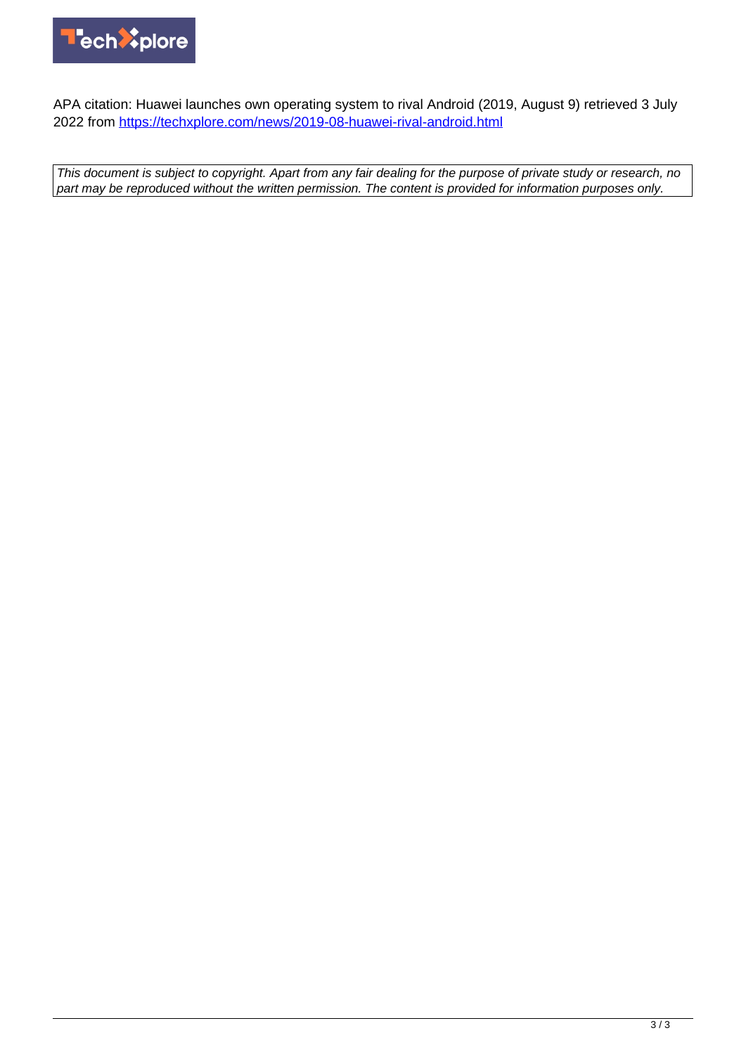APA citation: Huawei launches own operating system to rival Android (2019, August 9) retrieved 3 July 2022 from https://techxplore.com/news/2019-08-huawei-rival-android.html

*This document is subject to copyright. Apart from any fair dealing for the purpose of private study or research, no part may be reproduced without the written permission. The content is provided for information purposes only.*